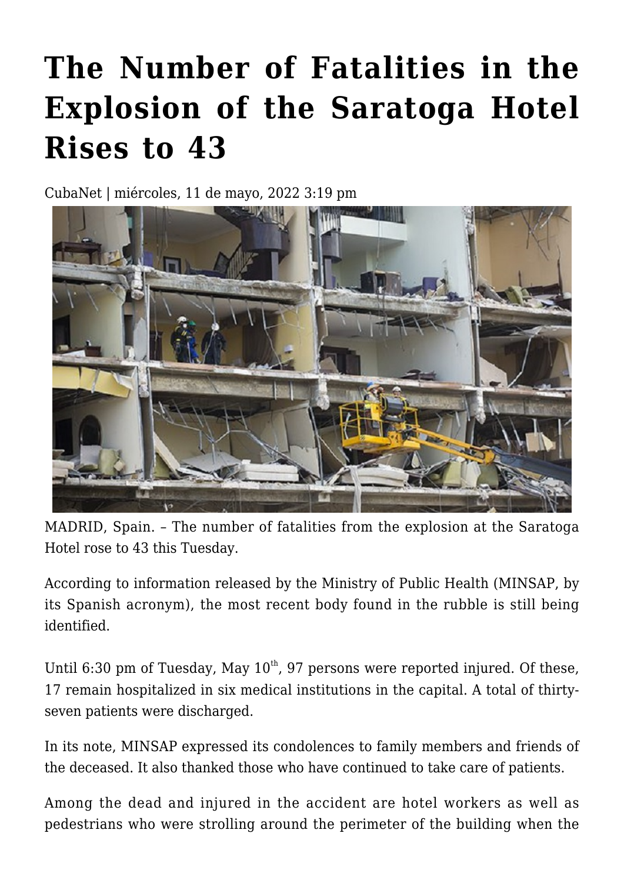# The Number of Fatalities in the Explosion of the Saratoga Hotel Rises to 43

CubaNet | miércoles, 11 de mayo, 2022 3:19 pm

MADRID, Spain. – The number of fatalities from the explosion at the Saratoga Hotel rose to 43 this Tuesday.

According to information released by the Ministry of Public Health (MINSAP, by its Spanish acronym), the most recent body found in the rubble is still being identified.

Until 6:30 pm of Tuesday, May 10th, 97 persons were reported injured. Of these, 17 remain hospitalized in six medical institutions in the capital. A total of thirty-seven patients were discharged.

In its note, MINSAP expressed its condolences to family members and friends of the deceased. It also thanked those who have continued to take care of patients.

Among the dead and injured in the accident are hotel workers as well as pedestrians who were strolling around the perimeter of the building when the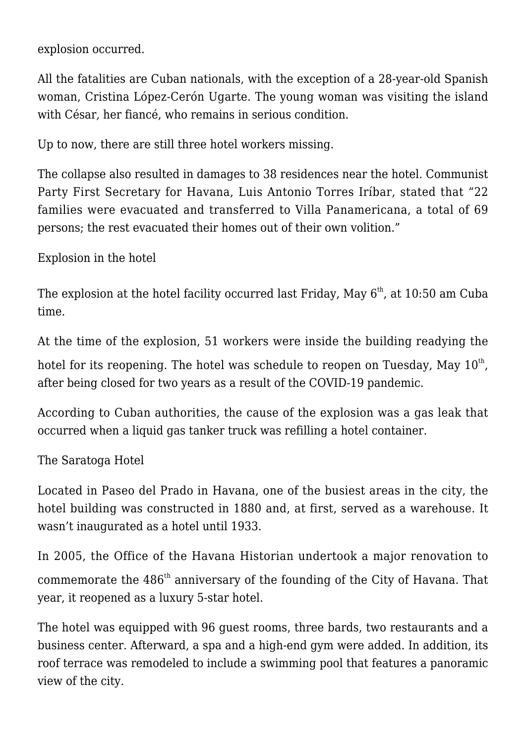explosion occurred.

All the fatalities are Cuban nationals, with the exception of a 28-year-old Spanish woman, Cristina López-Cerón Ugarte. The young woman was visiting the island with César, her fiancé, who remains in serious condition.

Up to now, there are still three hotel workers missing.

The collapse also resulted in damages to 38 residences near the hotel. Communist Party First Secretary for Havana, Luis Antonio Torres Iríbar, stated that "22 families were evacuated and transferred to Villa Panamericana, a total of 69 persons; the rest evacuated their homes out of their own volition."

## Explosion in the hotel

The explosion at the hotel facility occurred last Friday, May 6th, at 10:50 am Cuba time.

At the time of the explosion, 51 workers were inside the building readying the hotel for its reopening. The hotel was schedule to reopen on Tuesday, May 10th, after being closed for two years as a result of the COVID-19 pandemic.

According to Cuban authorities, the cause of the explosion was a gas leak that occurred when a liquid gas tanker truck was refilling a hotel container.

## The Saratoga Hotel

Located in Paseo del Prado in Havana, one of the busiest areas in the city, the hotel building was constructed in 1880 and, at first, served as a warehouse. It wasn't inaugurated as a hotel until 1933.

In 2005, the Office of the Havana Historian undertook a major renovation to commemorate the 486th anniversary of the founding of the City of Havana. That year, it reopened as a luxury 5-star hotel.

The hotel was equipped with 96 guest rooms, three bards, two restaurants and a business center. Afterward, a spa and a high-end gym were added. In addition, its roof terrace was remodeled to include a swimming pool that features a panoramic view of the city.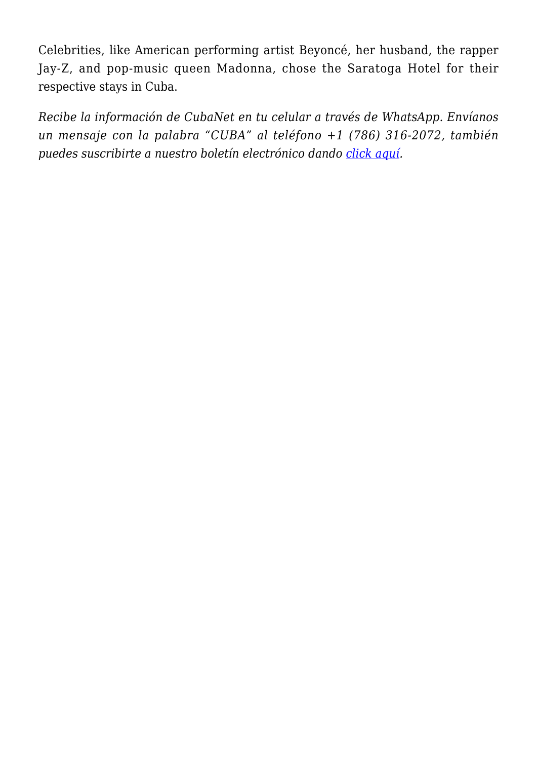Celebrities, like American performing artist Beyoncé, her husband, the rapper Jay-Z, and pop-music queen Madonna, chose the Saratoga Hotel for their respective stays in Cuba.

*Recibe la información de CubaNet en tu celular a través de WhatsApp. Envíanos un mensaje con la palabra "CUBA" al teléfono +1 (786) 316-2072, también puedes suscribirte a nuestro boletín electrónico dando click aquí.*